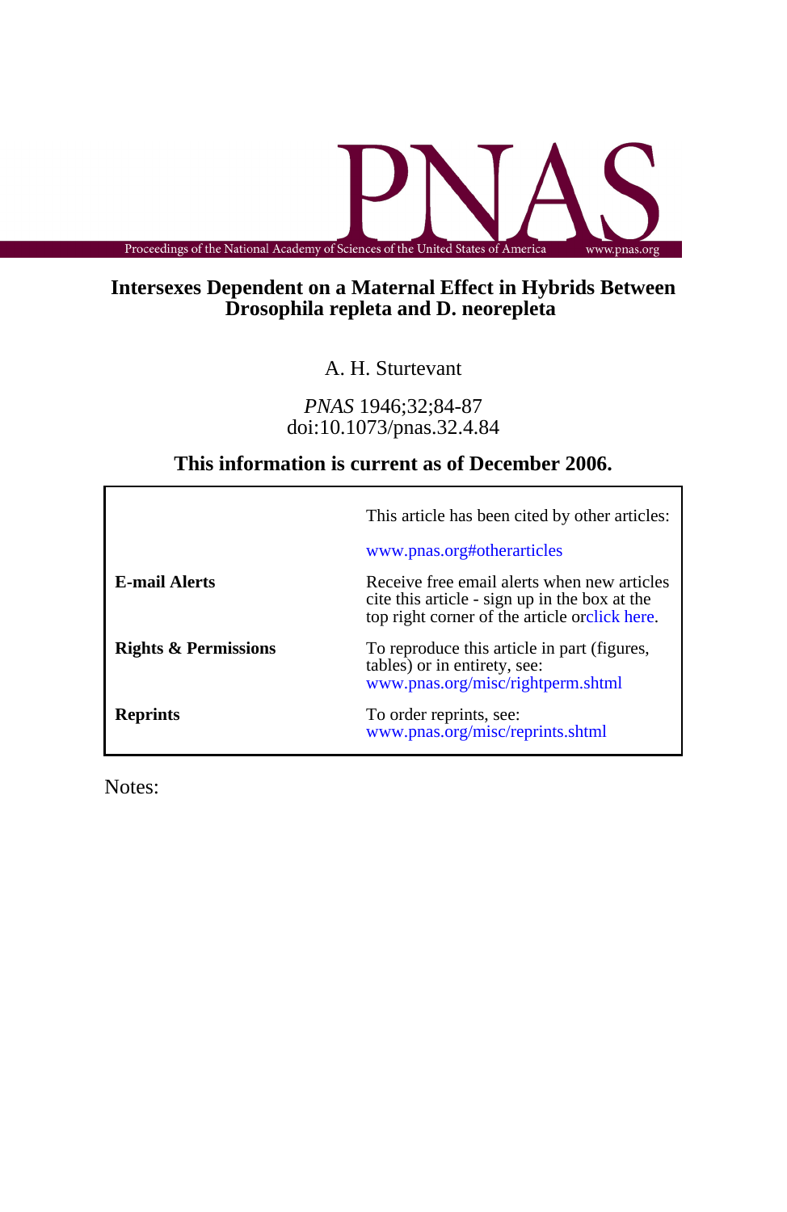# Intersexes Dependent on a Maternal Effect in Hybrids Between Drosophila repleta and D. neorepleta

A. H. Sturtevant

*PNAS* 1946;32;84-87
doi:10.1073/pnas.32.4.84

**This information is current as of December 2006.**

| | |
|---|---|
| | This article has been cited by other articles: www.pnas.org#otherarticles |
| **E-mail Alerts** | Receive free email alerts when new articles cite this article - sign up in the box at the top right corner of the article or click here. |
| **Rights & Permissions** | To reproduce this article in part (figures, tables) or in entirety, see: www.pnas.org/misc/rightperm.shtml |
| **Reprints** | To order reprints, see: www.pnas.org/misc/reprints.shtml |

Notes: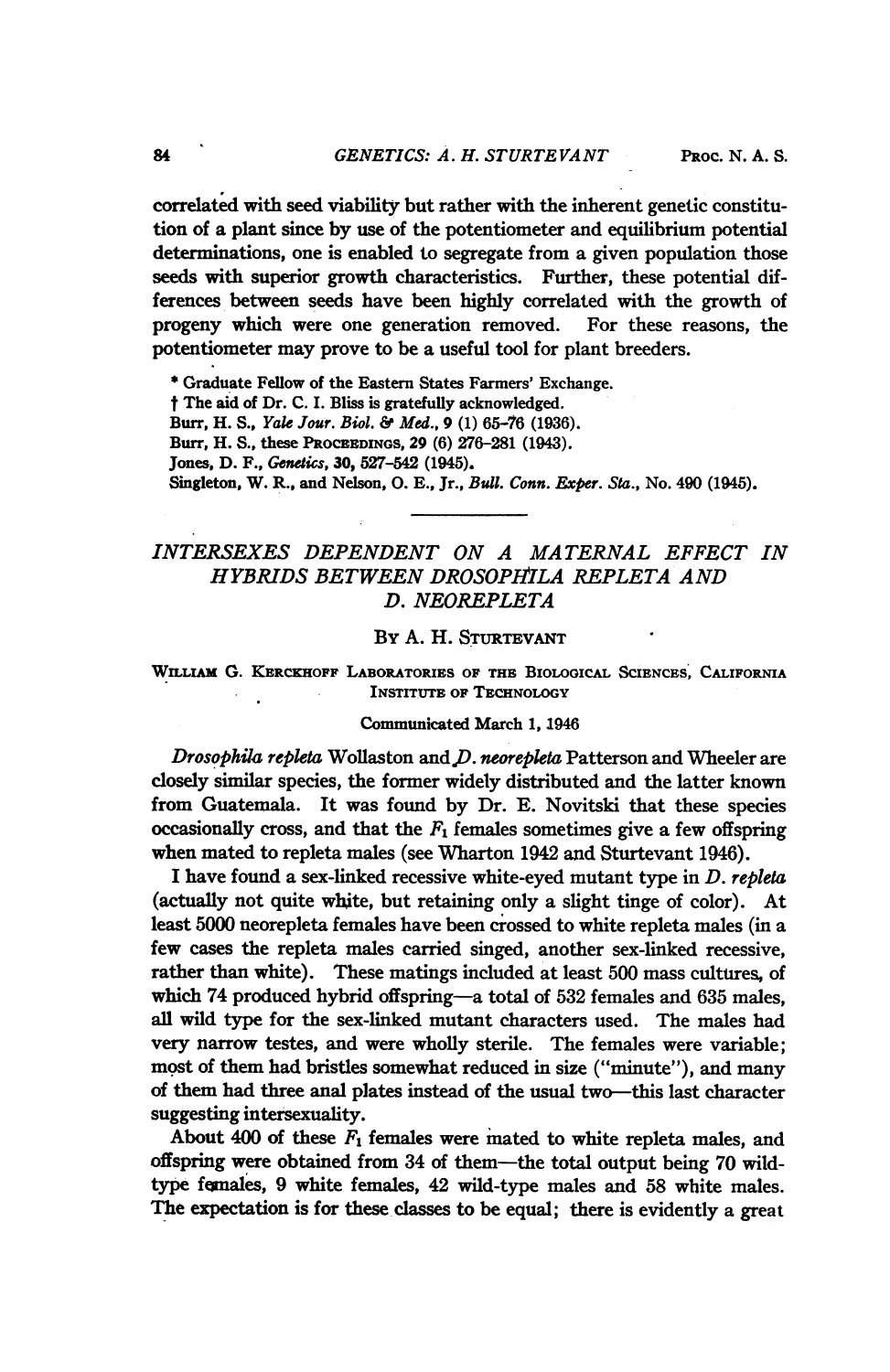correlated with seed viability but rather with the inherent genetic constitution of a plant since by use of the potentiometer and equilibrium potential determinations, one is enabled to segregate from a given population those seeds with superior growth characteristics. Further, these potential differences between seeds have been highly correlated with the growth of progeny which were one generation removed. For these reasons, the potentiometer may prove to be a useful tool for plant breeders.

\* Graduate Fellow of the Eastern States Farmers' Exchange.

† The aid of Dr. C. I. Bliss is gratefully acknowledged.

Burr, H. S., *Yale Jour. Biol. & Med.*, 9 (1) 65–76 (1936).

Burr, H. S., these PROCEEDINGS, 29 (6) 276–281 (1943).

Jones, D. F., *Genetics*, 30, 527–542 (1945).

Singleton, W. R., and Nelson, O. E., Jr., *Bull. Conn. Exper. Sta.*, No. 490 (1945).

---

## *INTERSEXES DEPENDENT ON A MATERNAL EFFECT IN HYBRIDS BETWEEN DROSOPHILA REPLETA AND D. NEOREPLETA*

By A. H. Sturtevant

William G. Kerckhoff Laboratories of the Biological Sciences, California Institute of Technology

Communicated March 1, 1946

*Drosophila repleta* Wollaston and *D. neorepleta* Patterson and Wheeler are closely similar species, the former widely distributed and the latter known from Guatemala. It was found by Dr. E. Novitski that these species occasionally cross, and that the $F_1$ females sometimes give a few offspring when mated to repleta males (see Wharton 1942 and Sturtevant 1946).

I have found a sex-linked recessive white-eyed mutant type in *D. repleta* (actually not quite white, but retaining only a slight tinge of color). At least 5000 neorepleta females have been crossed to white repleta males (in a few cases the repleta males carried singed, another sex-linked recessive, rather than white). These matings included at least 500 mass cultures, of which 74 produced hybrid offspring—a total of 532 females and 635 males, all wild type for the sex-linked mutant characters used. The males had very narrow testes, and were wholly sterile. The females were variable; most of them had bristles somewhat reduced in size ("minute"), and many of them had three anal plates instead of the usual two—this last character suggesting intersexuality.

About 400 of these $F_1$ females were mated to white repleta males, and offspring were obtained from 34 of them—the total output being 70 wild-type females, 9 white females, 42 wild-type males and 58 white males. The expectation is for these classes to be equal; there is evidently a great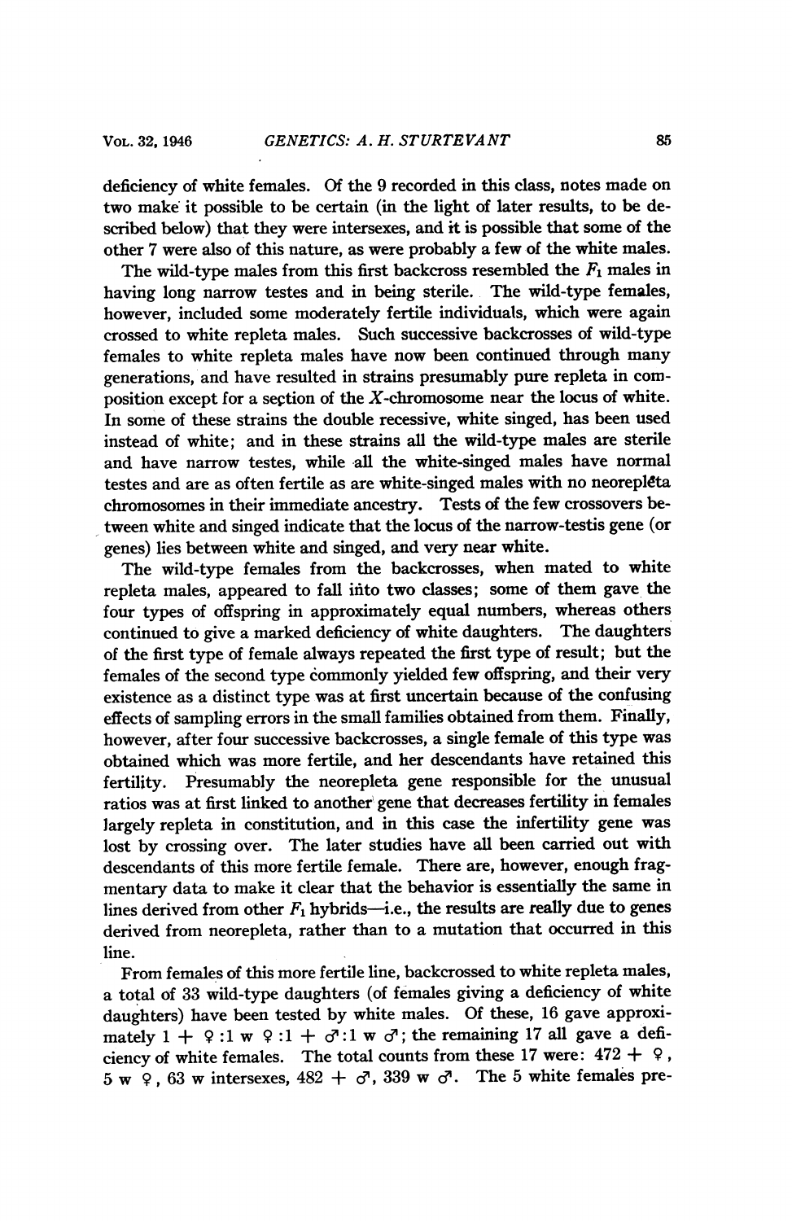deficiency of white females. Of the 9 recorded in this class, notes made on two make it possible to be certain (in the light of later results, to be described below) that they were intersexes, and it is possible that some of the other 7 were also of this nature, as were probably a few of the white males.

The wild-type males from this first backcross resembled the $F_1$ males in having long narrow testes and in being sterile. The wild-type females, however, included some moderately fertile individuals, which were again crossed to white repleta males. Such successive backcrosses of wild-type females to white repleta males have now been continued through many generations, and have resulted in strains presumably pure repleta in composition except for a section of the $X$-chromosome near the locus of white. In some of these strains the double recessive, white singed, has been used instead of white; and in these strains all the wild-type males are sterile and have narrow testes, while all the white-singed males have normal testes and are as often fertile as are white-singed males with no neorepleta chromosomes in their immediate ancestry. Tests of the few crossovers between white and singed indicate that the locus of the narrow-testis gene (or genes) lies between white and singed, and very near white.

The wild-type females from the backcrosses, when mated to white repleta males, appeared to fall into two classes; some of them gave the four types of offspring in approximately equal numbers, whereas others continued to give a marked deficiency of white daughters. The daughters of the first type of female always repeated the first type of result; but the females of the second type commonly yielded few offspring, and their very existence as a distinct type was at first uncertain because of the confusing effects of sampling errors in the small families obtained from them. Finally, however, after four successive backcrosses, a single female of this type was obtained which was more fertile, and her descendants have retained this fertility. Presumably the neorepleta gene responsible for the unusual ratios was at first linked to another gene that decreases fertility in females largely repleta in constitution, and in this case the infertility gene was lost by crossing over. The later studies have all been carried out with descendants of this more fertile female. There are, however, enough fragmentary data to make it clear that the behavior is essentially the same in lines derived from other $F_1$ hybrids—i.e., the results are really due to genes derived from neorepleta, rather than to a mutation that occurred in this line.

From females of this more fertile line, backcrossed to white repleta males, a total of 33 wild-type daughters (of females giving a deficiency of white daughters) have been tested by white males. Of these, 16 gave approximately 1 + ♀ :1 w ♀ :1 + ♂:1 w ♂; the remaining 17 all gave a deficiency of white females. The total counts from these 17 were: 472 + ♀, 5 w ♀, 63 w intersexes, 482 + ♂, 339 w ♂. The 5 white females pre-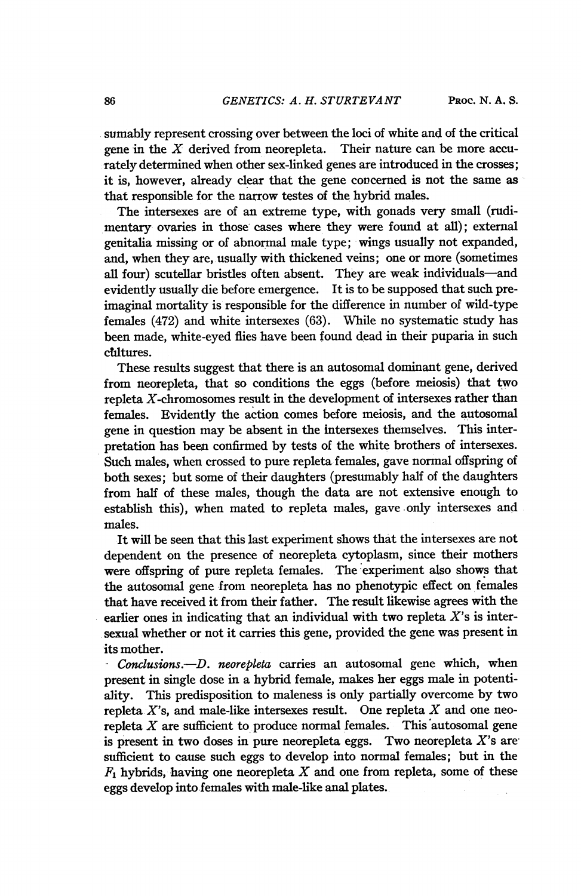sumably represent crossing over between the loci of white and of the critical gene in the $X$ derived from neorepleta. Their nature can be more accurately determined when other sex-linked genes are introduced in the crosses; it is, however, already clear that the gene concerned is not the same as that responsible for the narrow testes of the hybrid males.

The intersexes are of an extreme type, with gonads very small (rudimentary ovaries in those cases where they were found at all); external genitalia missing or of abnormal male type; wings usually not expanded, and, when they are, usually with thickened veins; one or more (sometimes all four) scutellar bristles often absent. They are weak individuals—and evidently usually die before emergence. It is to be supposed that such preimaginal mortality is responsible for the difference in number of wild-type females (472) and white intersexes (63). While no systematic study has been made, white-eyed flies have been found dead in their puparia in such cultures.

These results suggest that there is an autosomal dominant gene, derived from neorepleta, that so conditions the eggs (before meiosis) that two repleta $X$-chromosomes result in the development of intersexes rather than females. Evidently the action comes before meiosis, and the autosomal gene in question may be absent in the intersexes themselves. This interpretation has been confirmed by tests of the white brothers of intersexes. Such males, when crossed to pure repleta females, gave normal offspring of both sexes; but some of their daughters (presumably half of the daughters from half of these males, though the data are not extensive enough to establish this), when mated to repleta males, gave only intersexes and males.

It will be seen that this last experiment shows that the intersexes are not dependent on the presence of neorepleta cytoplasm, since their mothers were offspring of pure repleta females. The experiment also shows that the autosomal gene from neorepleta has no phenotypic effect on females that have received it from their father. The result likewise agrees with the earlier ones in indicating that an individual with two repleta $X$'s is intersexual whether or not it carries this gene, provided the gene was present in its mother.

*Conclusions.*—*D. neorepleta* carries an autosomal gene which, when present in single dose in a hybrid female, makes her eggs male in potentiality. This predisposition to maleness is only partially overcome by two repleta $X$'s, and male-like intersexes result. One repleta $X$ and one neorepleta $X$ are sufficient to produce normal females. This autosomal gene is present in two doses in pure neorepleta eggs. Two neorepleta $X$'s are sufficient to cause such eggs to develop into normal females; but in the $F_1$ hybrids, having one neorepleta $X$ and one from repleta, some of these eggs develop into females with male-like anal plates.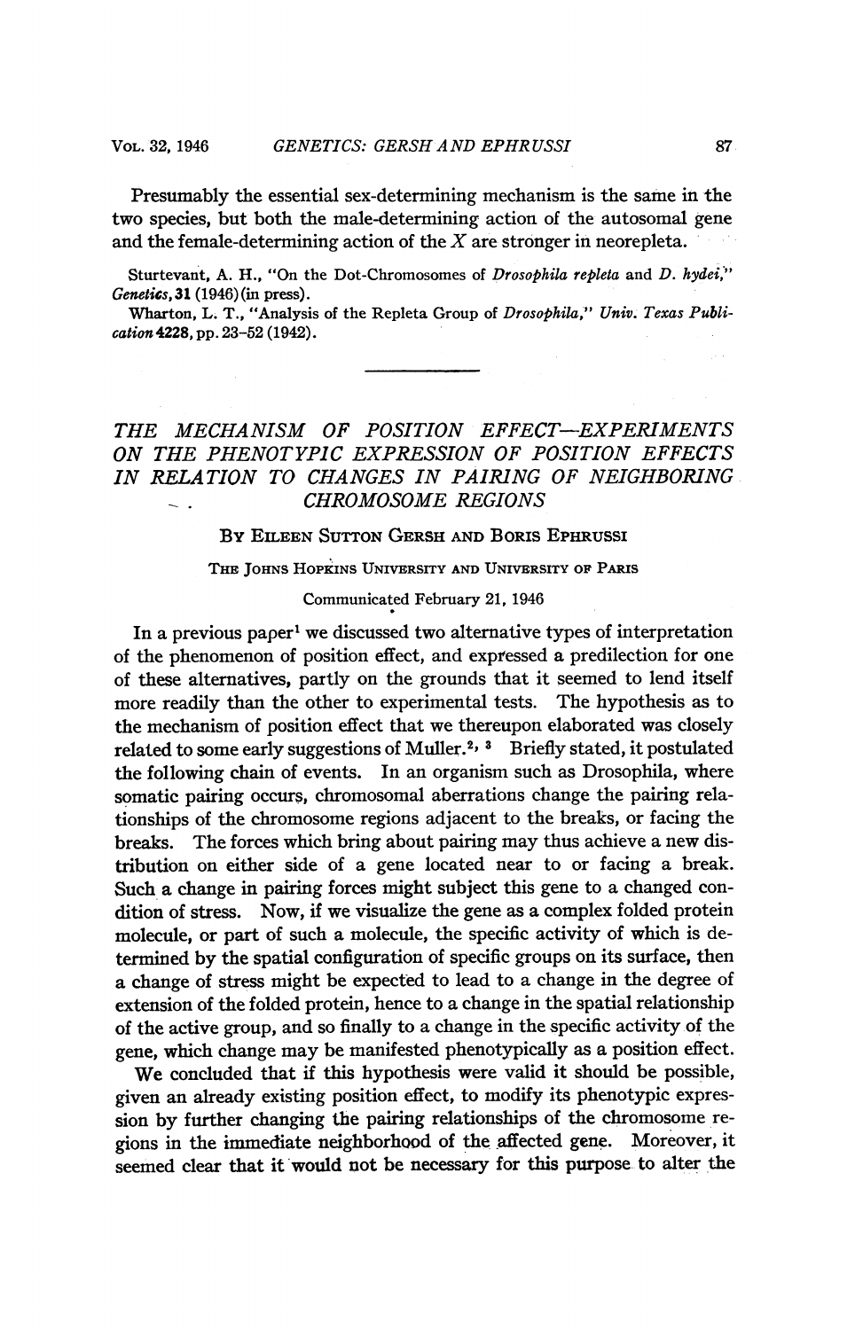Presumably the essential sex-determining mechanism is the same in the two species, but both the male-determining action of the autosomal gene and the female-determining action of the $X$ are stronger in neorepleta.

Sturtevant, A. H., "On the Dot-Chromosomes of *Drosophila repleta* and *D. hydei*," *Genetics*, **31** (1946) (in press).

Wharton, L. T., "Analysis of the Repleta Group of *Drosophila*," *Univ. Texas Publication* **4228**, pp. 23–52 (1942).

---

# *THE MECHANISM OF POSITION EFFECT—EXPERIMENTS ON THE PHENOTYPIC EXPRESSION OF POSITION EFFECTS IN RELATION TO CHANGES IN PAIRING OF NEIGHBORING CHROMOSOME REGIONS*

By Eileen Sutton Gersh and Boris Ephrussi

The Johns Hopkins University and University of Paris

Communicated February 21, 1946

In a previous paper[1] we discussed two alternative types of interpretation of the phenomenon of position effect, and expressed a predilection for one of these alternatives, partly on the grounds that it seemed to lend itself more readily than the other to experimental tests. The hypothesis as to the mechanism of position effect that we thereupon elaborated was closely related to some early suggestions of Muller.[2, 3] Briefly stated, it postulated the following chain of events. In an organism such as Drosophila, where somatic pairing occurs, chromosomal aberrations change the pairing relationships of the chromosome regions adjacent to the breaks, or facing the breaks. The forces which bring about pairing may thus achieve a new distribution on either side of a gene located near to or facing a break. Such a change in pairing forces might subject this gene to a changed condition of stress. Now, if we visualize the gene as a complex folded protein molecule, or part of such a molecule, the specific activity of which is determined by the spatial configuration of specific groups on its surface, then a change of stress might be expected to lead to a change in the degree of extension of the folded protein, hence to a change in the spatial relationship of the active group, and so finally to a change in the specific activity of the gene, which change may be manifested phenotypically as a position effect.

We concluded that if this hypothesis were valid it should be possible, given an already existing position effect, to modify its phenotypic expression by further changing the pairing relationships of the chromosome regions in the immediate neighborhood of the affected gene. Moreover, it seemed clear that it would not be necessary for this purpose to alter the